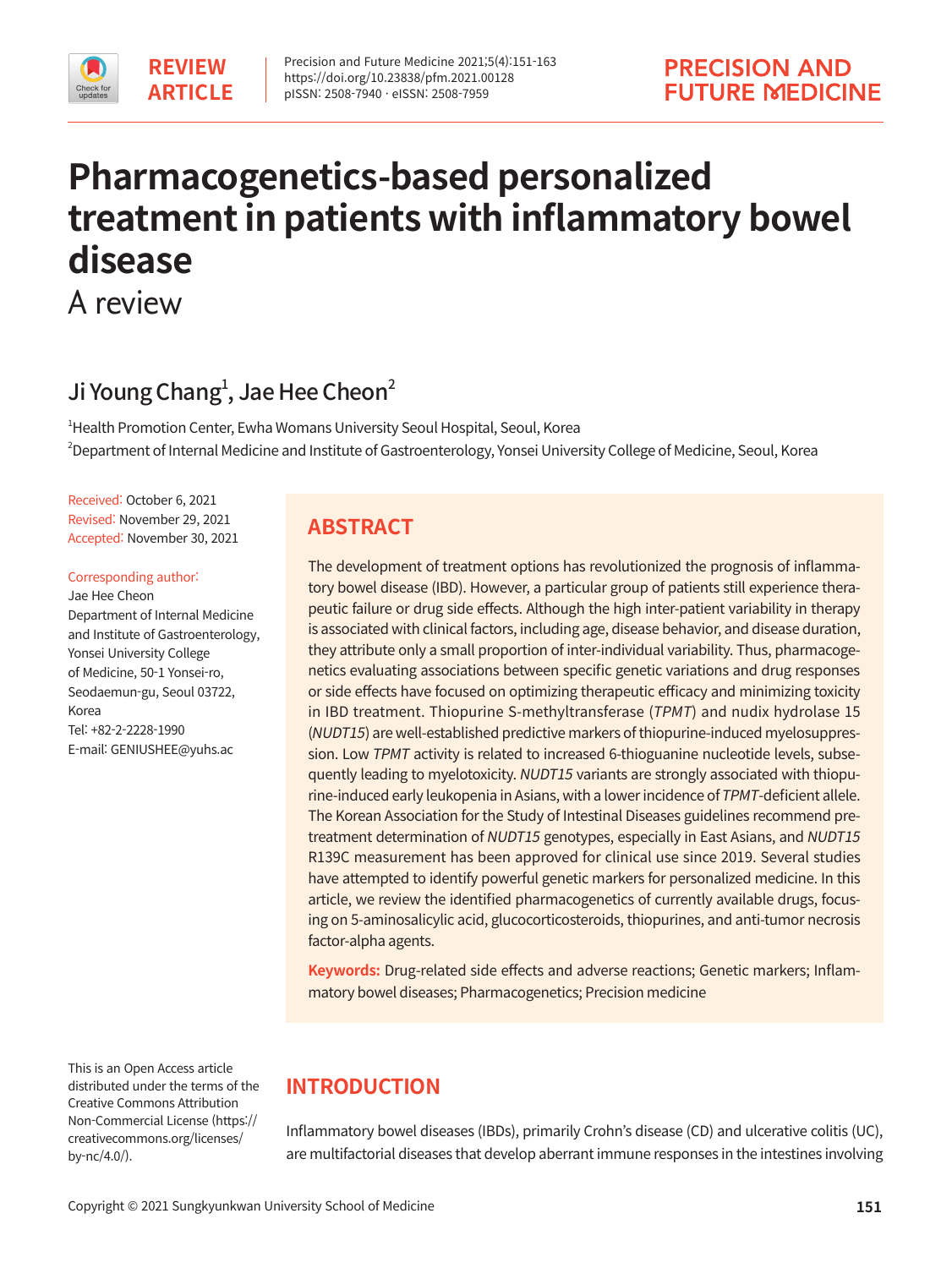REVIEW ARTICLE

# Pharmacogenetics-based personalized treatment in patients with inflammatory bowel disease

## A review

Ji Young Chang[1], Jae Hee Cheon[2]

[1]Health Promotion Center, Ewha Womans University Seoul Hospital, Seoul, Korea
[2]Department of Internal Medicine and Institute of Gastroenterology, Yonsei University College of Medicine, Seoul, Korea

Received: October 6, 2021
Revised: November 29, 2021
Accepted: November 30, 2021

Corresponding author:
Jae Hee Cheon
Department of Internal Medicine and Institute of Gastroenterology, Yonsei University College of Medicine, 50-1 Yonsei-ro, Seodaemun-gu, Seoul 03722, Korea
Tel: +82-2-2228-1990
E-mail: GENIUSHEE@yuhs.ac

## ABSTRACT

The development of treatment options has revolutionized the prognosis of inflammatory bowel disease (IBD). However, a particular group of patients still experience therapeutic failure or drug side effects. Although the high inter-patient variability in therapy is associated with clinical factors, including age, disease behavior, and disease duration, they attribute only a small proportion of inter-individual variability. Thus, pharmacogenetics evaluating associations between specific genetic variations and drug responses or side effects have focused on optimizing therapeutic efficacy and minimizing toxicity in IBD treatment. Thiopurine S-methyltransferase (*TPMT*) and nudix hydrolase 15 (*NUDT15*) are well-established predictive markers of thiopurine-induced myelosuppression. Low *TPMT* activity is related to increased 6-thioguanine nucleotide levels, subsequently leading to myelotoxicity. *NUDT15* variants are strongly associated with thiopurine-induced early leukopenia in Asians, with a lower incidence of *TPMT*-deficient allele. The Korean Association for the Study of Intestinal Diseases guidelines recommend pretreatment determination of *NUDT15* genotypes, especially in East Asians, and *NUDT15* R139C measurement has been approved for clinical use since 2019. Several studies have attempted to identify powerful genetic markers for personalized medicine. In this article, we review the identified pharmacogenetics of currently available drugs, focusing on 5-aminosalicylic acid, glucocorticosteroids, thiopurines, and anti-tumor necrosis factor-alpha agents.

**Keywords:** Drug-related side effects and adverse reactions; Genetic markers; Inflammatory bowel diseases; Pharmacogenetics; Precision medicine

This is an Open Access article distributed under the terms of the Creative Commons Attribution Non-Commercial License (https://creativecommons.org/licenses/by-nc/4.0/).

## INTRODUCTION

Inflammatory bowel diseases (IBDs), primarily Crohn's disease (CD) and ulcerative colitis (UC), are multifactorial diseases that develop aberrant immune responses in the intestines involving

Copyright © 2021 Sungkyunkwan University School of Medicine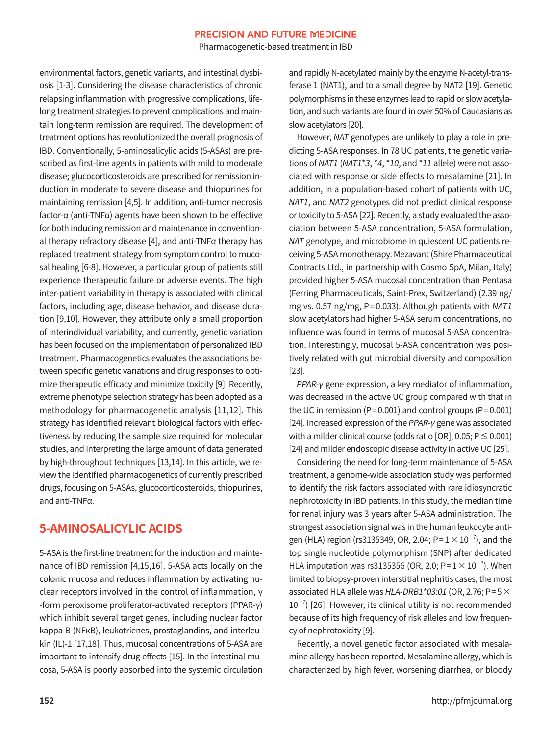environmental factors, genetic variants, and intestinal dysbiosis [1-3]. Considering the disease characteristics of chronic relapsing inflammation with progressive complications, lifelong treatment strategies to prevent complications and maintain long-term remission are required. The development of treatment options has revolutionized the overall prognosis of IBD. Conventionally, 5-aminosalicylic acids (5-ASAs) are prescribed as first-line agents in patients with mild to moderate disease; glucocorticosteroids are prescribed for remission induction in moderate to severe disease and thiopurines for maintaining remission [4,5]. In addition, anti-tumor necrosis factor-α (anti-TNFα) agents have been shown to be effective for both inducing remission and maintenance in conventional therapy refractory disease [4], and anti-TNFα therapy has replaced treatment strategy from symptom control to mucosal healing [6-8]. However, a particular group of patients still experience therapeutic failure or adverse events. The high inter-patient variability in therapy is associated with clinical factors, including age, disease behavior, and disease duration [9,10]. However, they attribute only a small proportion of interindividual variability, and currently, genetic variation has been focused on the implementation of personalized IBD treatment. Pharmacogenetics evaluates the associations between specific genetic variations and drug responses to optimize therapeutic efficacy and minimize toxicity [9]. Recently, extreme phenotype selection strategy has been adopted as a methodology for pharmacogenetic analysis [11,12]. This strategy has identified relevant biological factors with effectiveness by reducing the sample size required for molecular studies, and interpreting the large amount of data generated by high-throughput techniques [13,14]. In this article, we review the identified pharmacogenetics of currently prescribed drugs, focusing on 5-ASAs, glucocorticosteroids, thiopurines, and anti-TNFα.

## 5-AMINOSALICYLIC ACIDS

5-ASA is the first-line treatment for the induction and maintenance of IBD remission [4,15,16]. 5-ASA acts locally on the colonic mucosa and reduces inflammation by activating nuclear receptors involved in the control of inflammation, γ-form peroxisome proliferator-activated receptors (PPAR-γ) which inhibit several target genes, including nuclear factor kappa B (NFκB), leukotrienes, prostaglandins, and interleukin (IL)-1 [17,18]. Thus, mucosal concentrations of 5-ASA are important to intensify drug effects [15]. In the intestinal mucosa, 5-ASA is poorly absorbed into the systemic circulation and rapidly N-acetylated mainly by the enzyme N-acetyl-transferase 1 (NAT1), and to a small degree by NAT2 [19]. Genetic polymorphisms in these enzymes lead to rapid or slow acetylation, and such variants are found in over 50% of Caucasians as slow acetylators [20].

However, *NAT* genotypes are unlikely to play a role in predicting 5-ASA responses. In 78 UC patients, the genetic variations of *NAT1* (*NAT1*3*, *4*, *10*, and *11* allele) were not associated with response or side effects to mesalamine [21]. In addition, in a population-based cohort of patients with UC, *NAT1*, and *NAT2* genotypes did not predict clinical response or toxicity to 5-ASA [22]. Recently, a study evaluated the association between 5-ASA concentration, 5-ASA formulation, *NAT* genotype, and microbiome in quiescent UC patients receiving 5-ASA monotherapy. Mezavant (Shire Pharmaceutical Contracts Ltd., in partnership with Cosmo SpA, Milan, Italy) provided higher 5-ASA mucosal concentration than Pentasa (Ferring Pharmaceuticals, Saint-Prex, Switzerland) (2.39 ng/mg vs. 0.57 ng/mg, $P=0.033$). Although patients with *NAT1* slow acetylators had higher 5-ASA serum concentrations, no influence was found in terms of mucosal 5-ASA concentration. Interestingly, mucosal 5-ASA concentration was positively related with gut microbial diversity and composition [23].

*PPAR-γ* gene expression, a key mediator of inflammation, was decreased in the active UC group compared with that in the UC in remission ($P=0.001$) and control groups ($P=0.001$) [24]. Increased expression of the *PPAR-γ* gene was associated with a milder clinical course (odds ratio [OR], 0.05; $P \leq 0.001$) [24] and milder endoscopic disease activity in active UC [25].

Considering the need for long-term maintenance of 5-ASA treatment, a genome-wide association study was performed to identify the risk factors associated with rare idiosyncratic nephrotoxicity in IBD patients. In this study, the median time for renal injury was 3 years after 5-ASA administration. The strongest association signal was in the human leukocyte antigen (HLA) region (rs3135349, OR, 2.04; $P=1 \times 10^{-7}$), and the top single nucleotide polymorphism (SNP) after dedicated HLA imputation was rs3135356 (OR, 2.0; $P=1 \times 10^{-7}$). When limited to biopsy-proven interstitial nephritis cases, the most associated HLA allele was *HLA-DRB1*03:01* (OR, 2.76; $P=5 \times 10^{-7}$) [26]. However, its clinical utility is not recommended because of its high frequency of risk alleles and low frequency of nephrotoxicity [9].

Recently, a novel genetic factor associated with mesalamine allergy has been reported. Mesalamine allergy, which is characterized by high fever, worsening diarrhea, or bloody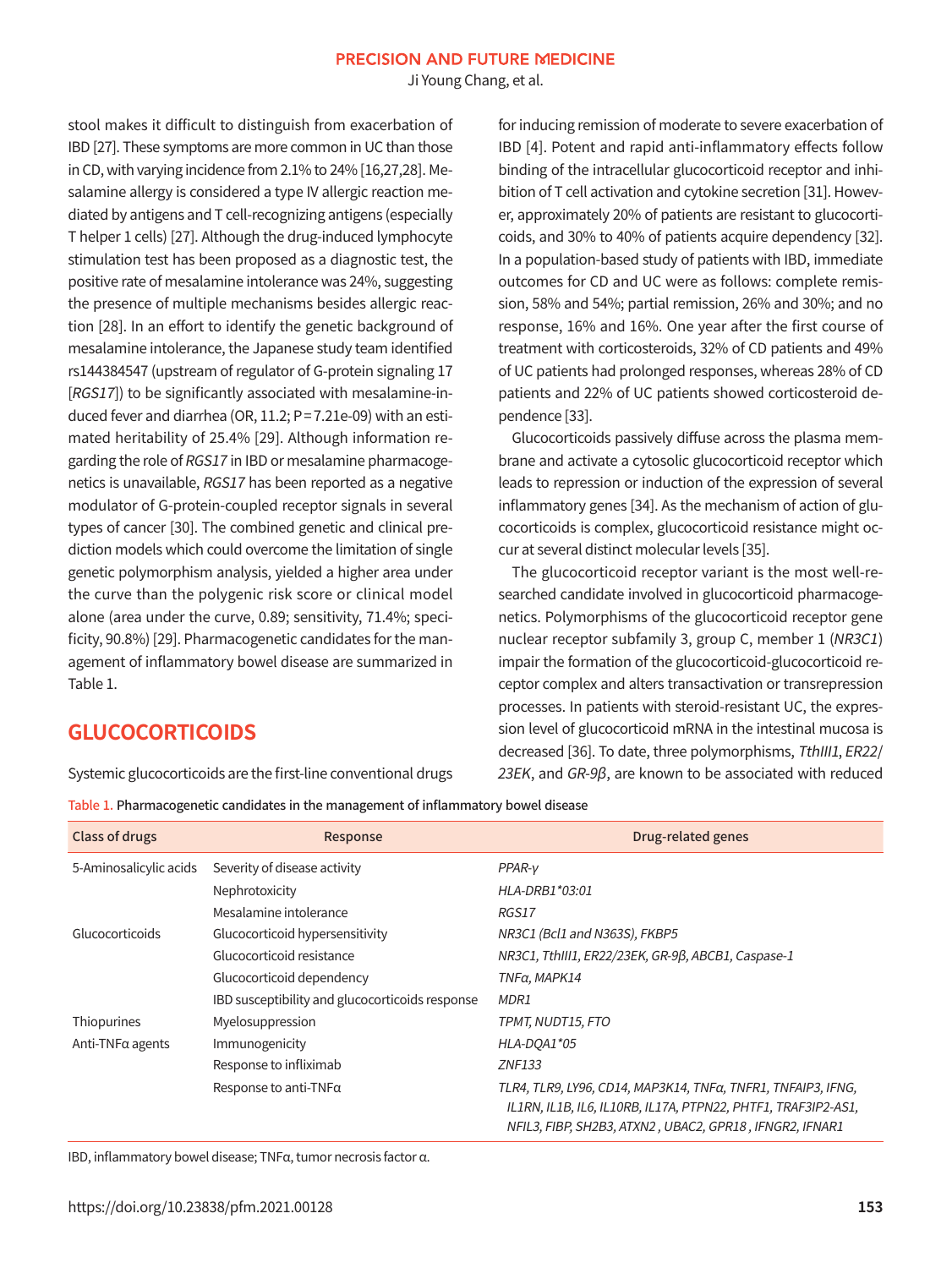stool makes it difficult to distinguish from exacerbation of IBD [27]. These symptoms are more common in UC than those in CD, with varying incidence from 2.1% to 24% [16,27,28]. Mesalamine allergy is considered a type IV allergic reaction mediated by antigens and T cell-recognizing antigens (especially T helper 1 cells) [27]. Although the drug-induced lymphocyte stimulation test has been proposed as a diagnostic test, the positive rate of mesalamine intolerance was 24%, suggesting the presence of multiple mechanisms besides allergic reaction [28]. In an effort to identify the genetic background of mesalamine intolerance, the Japanese study team identified rs144384547 (upstream of regulator of G-protein signaling 17 [*RGS17*]) to be significantly associated with mesalamine-induced fever and diarrhea (OR, 11.2; P = 7.21e-09) with an estimated heritability of 25.4% [29]. Although information regarding the role of *RGS17* in IBD or mesalamine pharmacogenetics is unavailable, *RGS17* has been reported as a negative modulator of G-protein-coupled receptor signals in several types of cancer [30]. The combined genetic and clinical prediction models which could overcome the limitation of single genetic polymorphism analysis, yielded a higher area under the curve than the polygenic risk score or clinical model alone (area under the curve, 0.89; sensitivity, 71.4%; specificity, 90.8%) [29]. Pharmacogenetic candidates for the management of inflammatory bowel disease are summarized in Table 1.

## GLUCOCORTICOIDS

Systemic glucocorticoids are the first-line conventional drugs for inducing remission of moderate to severe exacerbation of IBD [4]. Potent and rapid anti-inflammatory effects follow binding of the intracellular glucocorticoid receptor and inhibition of T cell activation and cytokine secretion [31]. However, approximately 20% of patients are resistant to glucocorticoids, and 30% to 40% of patients acquire dependency [32]. In a population-based study of patients with IBD, immediate outcomes for CD and UC were as follows: complete remission, 58% and 54%; partial remission, 26% and 30%; and no response, 16% and 16%. One year after the first course of treatment with corticosteroids, 32% of CD patients and 49% of UC patients had prolonged responses, whereas 28% of CD patients and 22% of UC patients showed corticosteroid dependence [33].

Glucocorticoids passively diffuse across the plasma membrane and activate a cytosolic glucocorticoid receptor which leads to repression or induction of the expression of several inflammatory genes [34]. As the mechanism of action of glucocorticoids is complex, glucocorticoid resistance might occur at several distinct molecular levels [35].

The glucocorticoid receptor variant is the most well-researched candidate involved in glucocorticoid pharmacogenetics. Polymorphisms of the glucocorticoid receptor gene nuclear receptor subfamily 3, group C, member 1 (*NR3C1*) impair the formation of the glucocorticoid-glucocorticoid receptor complex and alters transactivation or transrepression processes. In patients with steroid-resistant UC, the expression level of glucocorticoid mRNA in the intestinal mucosa is decreased [36]. To date, three polymorphisms, *TthIII1*, *ER22/23EK*, and *GR-9β*, are known to be associated with reduced

Table 1. Pharmacogenetic candidates in the management of inflammatory bowel disease

| Class of drugs | Response | Drug-related genes |
|---|---|---|
| 5-Aminosalicylic acids | Severity of disease activity | *PPAR-γ* |
| | Nephrotoxicity | *HLA-DRB1*03:01* |
| | Mesalamine intolerance | *RGS17* |
| Glucocorticoids | Glucocorticoid hypersensitivity | *NR3C1 (Bcl1 and N363S), FKBP5* |
| | Glucocorticoid resistance | *NR3C1, TthIII1, ER22/23EK, GR-9β, ABCB1, Caspase-1* |
| | Glucocorticoid dependency | *TNFα, MAPK14* |
| | IBD susceptibility and glucocorticoids response | *MDR1* |
| Thiopurines | Myelosuppression | *TPMT, NUDT15, FTO* |
| Anti-TNFα agents | Immunogenicity | *HLA-DQA1*05* |
| | Response to infliximab | *ZNF133* |
| | Response to anti-TNFα | *TLR4, TLR9, LY96, CD14, MAP3K14, TNFα, TNFR1, TNFAIP3, IFNG, IL1RN, IL1B, IL6, IL10RB, IL17A, PTPN22, PHTF1, TRAF3IP2-AS1, NFIL3, FIBP, SH2B3, ATXN2 , UBAC2, GPR18 , IFNGR2, IFNAR1* |

IBD, inflammatory bowel disease; TNFα, tumor necrosis factor α.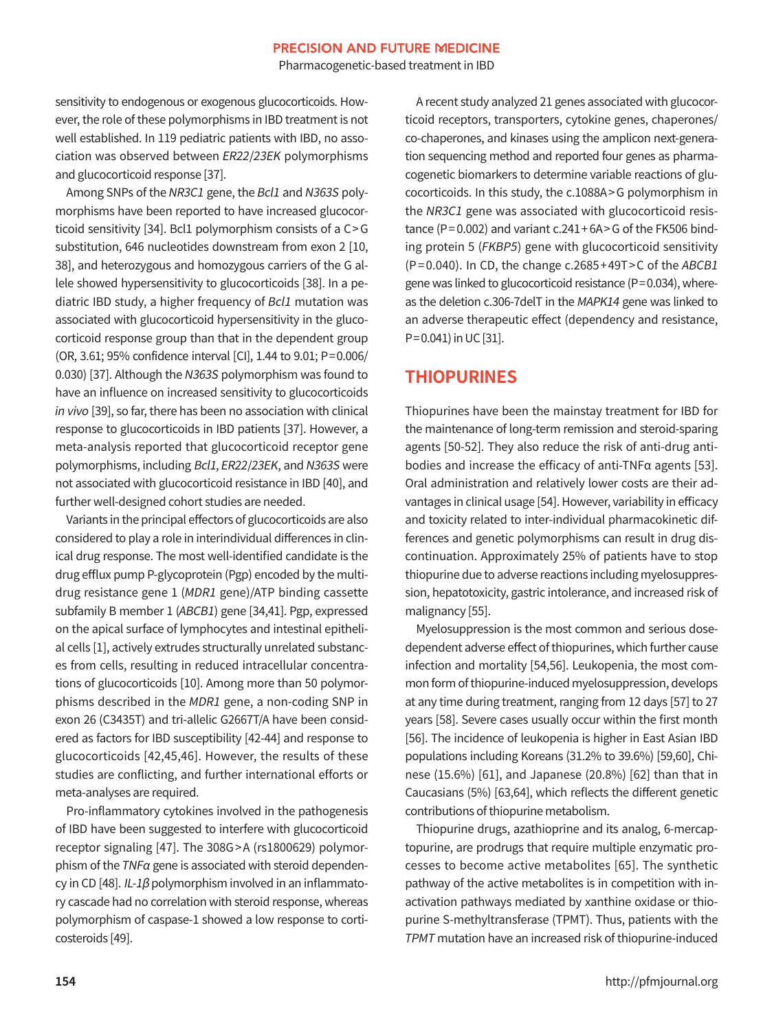sensitivity to endogenous or exogenous glucocorticoids. However, the role of these polymorphisms in IBD treatment is not well established. In 119 pediatric patients with IBD, no association was observed between *ER22/23EK* polymorphisms and glucocorticoid response [37].

Among SNPs of the *NR3C1* gene, the *Bcl1* and *N363S* polymorphisms have been reported to have increased glucocorticoid sensitivity [34]. Bcl1 polymorphism consists of a C>G substitution, 646 nucleotides downstream from exon 2 [10, 38], and heterozygous and homozygous carriers of the G allele showed hypersensitivity to glucocorticoids [38]. In a pediatric IBD study, a higher frequency of *Bcl1* mutation was associated with glucocorticoid hypersensitivity in the glucocorticoid response group than that in the dependent group (OR, 3.61; 95% confidence interval [CI], 1.44 to 9.01; P=0.006/0.030) [37]. Although the *N363S* polymorphism was found to have an influence on increased sensitivity to glucocorticoids *in vivo* [39], so far, there has been no association with clinical response to glucocorticoids in IBD patients [37]. However, a meta-analysis reported that glucocorticoid receptor gene polymorphisms, including *Bcl1*, *ER22/23EK*, and *N363S* were not associated with glucocorticoid resistance in IBD [40], and further well-designed cohort studies are needed.

Variants in the principal effectors of glucocorticoids are also considered to play a role in interindividual differences in clinical drug response. The most well-identified candidate is the drug efflux pump P-glycoprotein (Pgp) encoded by the multidrug resistance gene 1 (*MDR1* gene)/ATP binding cassette subfamily B member 1 (*ABCB1*) gene [34,41]. Pgp, expressed on the apical surface of lymphocytes and intestinal epithelial cells [1], actively extrudes structurally unrelated substances from cells, resulting in reduced intracellular concentrations of glucocorticoids [10]. Among more than 50 polymorphisms described in the *MDR1* gene, a non-coding SNP in exon 26 (C3435T) and tri-allelic G2667T/A have been considered as factors for IBD susceptibility [42-44] and response to glucocorticoids [42,45,46]. However, the results of these studies are conflicting, and further international efforts or meta-analyses are required.

Pro-inflammatory cytokines involved in the pathogenesis of IBD have been suggested to interfere with glucocorticoid receptor signaling [47]. The 308G>A (rs1800629) polymorphism of the *TNFα* gene is associated with steroid dependency in CD [48]. *IL-1β* polymorphism involved in an inflammatory cascade had no correlation with steroid response, whereas polymorphism of caspase-1 showed a low response to corticosteroids [49].

A recent study analyzed 21 genes associated with glucocorticoid receptors, transporters, cytokine genes, chaperones/co-chaperones, and kinases using the amplicon next-generation sequencing method and reported four genes as pharmacogenetic biomarkers to determine variable reactions of glucocorticoids. In this study, the c.1088A>G polymorphism in the *NR3C1* gene was associated with glucocorticoid resistance (P=0.002) and variant c.241+6A>G of the FK506 binding protein 5 (*FKBP5*) gene with glucocorticoid sensitivity (P=0.040). In CD, the change c.2685+49T>C of the *ABCB1* gene was linked to glucocorticoid resistance (P=0.034), whereas the deletion c.306-7delT in the *MAPK14* gene was linked to an adverse therapeutic effect (dependency and resistance, P=0.041) in UC [31].

## THIOPURINES

Thiopurines have been the mainstay treatment for IBD for the maintenance of long-term remission and steroid-sparing agents [50-52]. They also reduce the risk of anti-drug antibodies and increase the efficacy of anti-TNFα agents [53]. Oral administration and relatively lower costs are their advantages in clinical usage [54]. However, variability in efficacy and toxicity related to inter-individual pharmacokinetic differences and genetic polymorphisms can result in drug discontinuation. Approximately 25% of patients have to stop thiopurine due to adverse reactions including myelosuppression, hepatotoxicity, gastric intolerance, and increased risk of malignancy [55].

Myelosuppression is the most common and serious dose-dependent adverse effect of thiopurines, which further cause infection and mortality [54,56]. Leukopenia, the most common form of thiopurine-induced myelosuppression, develops at any time during treatment, ranging from 12 days [57] to 27 years [58]. Severe cases usually occur within the first month [56]. The incidence of leukopenia is higher in East Asian IBD populations including Koreans (31.2% to 39.6%) [59,60], Chinese (15.6%) [61], and Japanese (20.8%) [62] than that in Caucasians (5%) [63,64], which reflects the different genetic contributions of thiopurine metabolism.

Thiopurine drugs, azathioprine and its analog, 6-mercaptopurine, are prodrugs that require multiple enzymatic processes to become active metabolites [65]. The synthetic pathway of the active metabolites is in competition with inactivation pathways mediated by xanthine oxidase or thiopurine S-methyltransferase (TPMT). Thus, patients with the *TPMT* mutation have an increased risk of thiopurine-induced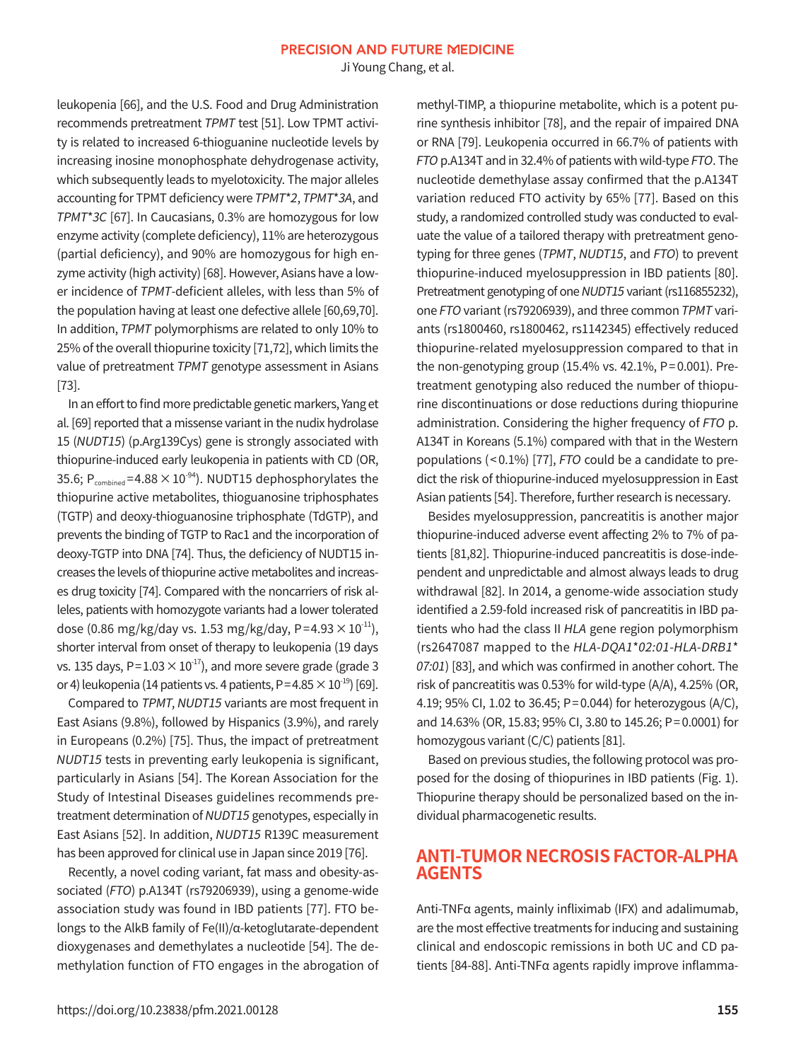leukopenia [66], and the U.S. Food and Drug Administration recommends pretreatment *TPMT* test [51]. Low TPMT activity is related to increased 6-thioguanine nucleotide levels by increasing inosine monophosphate dehydrogenase activity, which subsequently leads to myelotoxicity. The major alleles accounting for TPMT deficiency were *TPMT\*2*, *TPMT\*3A*, and *TPMT\*3C* [67]. In Caucasians, 0.3% are homozygous for low enzyme activity (complete deficiency), 11% are heterozygous (partial deficiency), and 90% are homozygous for high enzyme activity (high activity) [68]. However, Asians have a lower incidence of *TPMT*-deficient alleles, with less than 5% of the population having at least one defective allele [60,69,70]. In addition, *TPMT* polymorphisms are related to only 10% to 25% of the overall thiopurine toxicity [71,72], which limits the value of pretreatment *TPMT* genotype assessment in Asians [73].

In an effort to find more predictable genetic markers, Yang et al. [69] reported that a missense variant in the nudix hydrolase 15 (*NUDT15*) (p.Arg139Cys) gene is strongly associated with thiopurine-induced early leukopenia in patients with CD (OR, 35.6; $P_{combined}=4.88 \times 10^{-94}$). NUDT15 dephosphorylates the thiopurine active metabolites, thioguanosine triphosphates (TGTP) and deoxy-thioguanosine triphosphate (TdGTP), and prevents the binding of TGTP to Rac1 and the incorporation of deoxy-TGTP into DNA [74]. Thus, the deficiency of NUDT15 increases the levels of thiopurine active metabolites and increases drug toxicity [74]. Compared with the noncarriers of risk alleles, patients with homozygote variants had a lower tolerated dose (0.86 mg/kg/day vs. 1.53 mg/kg/day, $P=4.93 \times 10^{-11}$), shorter interval from onset of therapy to leukopenia (19 days vs. 135 days, $P=1.03 \times 10^{-17}$), and more severe grade (grade 3 or 4) leukopenia (14 patients vs. 4 patients, $P=4.85 \times 10^{-19}$) [69].

Compared to *TPMT*, *NUDT15* variants are most frequent in East Asians (9.8%), followed by Hispanics (3.9%), and rarely in Europeans (0.2%) [75]. Thus, the impact of pretreatment *NUDT15* tests in preventing early leukopenia is significant, particularly in Asians [54]. The Korean Association for the Study of Intestinal Diseases guidelines recommends pretreatment determination of *NUDT15* genotypes, especially in East Asians [52]. In addition, *NUDT15* R139C measurement has been approved for clinical use in Japan since 2019 [76].

Recently, a novel coding variant, fat mass and obesity-associated (*FTO*) p.A134T (rs79206939), using a genome-wide association study was found in IBD patients [77]. FTO belongs to the AlkB family of Fe(II)/α-ketoglutarate-dependent dioxygenases and demethylates a nucleotide [54]. The demethylation function of FTO engages in the abrogation of methyl-TIMP, a thiopurine metabolite, which is a potent purine synthesis inhibitor [78], and the repair of impaired DNA or RNA [79]. Leukopenia occurred in 66.7% of patients with *FTO* p.A134T and in 32.4% of patients with wild-type *FTO*. The nucleotide demethylase assay confirmed that the p.A134T variation reduced FTO activity by 65% [77]. Based on this study, a randomized controlled study was conducted to evaluate the value of a tailored therapy with pretreatment genotyping for three genes (*TPMT*, *NUDT15*, and *FTO*) to prevent thiopurine-induced myelosuppression in IBD patients [80]. Pretreatment genotyping of one *NUDT15* variant (rs116855232), one *FTO* variant (rs79206939), and three common *TPMT* variants (rs1800460, rs1800462, rs1142345) effectively reduced thiopurine-related myelosuppression compared to that in the non-genotyping group (15.4% vs. 42.1%, P=0.001). Pretreatment genotyping also reduced the number of thiopurine discontinuations or dose reductions during thiopurine administration. Considering the higher frequency of *FTO* p. A134T in Koreans (5.1%) compared with that in the Western populations (<0.1%) [77], *FTO* could be a candidate to predict the risk of thiopurine-induced myelosuppression in East Asian patients [54]. Therefore, further research is necessary.

Besides myelosuppression, pancreatitis is another major thiopurine-induced adverse event affecting 2% to 7% of patients [81,82]. Thiopurine-induced pancreatitis is dose-independent and unpredictable and almost always leads to drug withdrawal [82]. In 2014, a genome-wide association study identified a 2.59-fold increased risk of pancreatitis in IBD patients who had the class II *HLA* gene region polymorphism (rs2647087 mapped to the *HLA-DQA1\*02:01-HLA-DRB1\* 07:01*) [83], and which was confirmed in another cohort. The risk of pancreatitis was 0.53% for wild-type (A/A), 4.25% (OR, 4.19; 95% CI, 1.02 to 36.45; P=0.044) for heterozygous (A/C), and 14.63% (OR, 15.83; 95% CI, 3.80 to 145.26; P=0.0001) for homozygous variant (C/C) patients [81].

Based on previous studies, the following protocol was proposed for the dosing of thiopurines in IBD patients (Fig. 1). Thiopurine therapy should be personalized based on the individual pharmacogenetic results.

## ANTI-TUMOR NECROSIS FACTOR-ALPHA AGENTS

Anti-TNFα agents, mainly infliximab (IFX) and adalimumab, are the most effective treatments for inducing and sustaining clinical and endoscopic remissions in both UC and CD patients [84-88]. Anti-TNFα agents rapidly improve inflamma-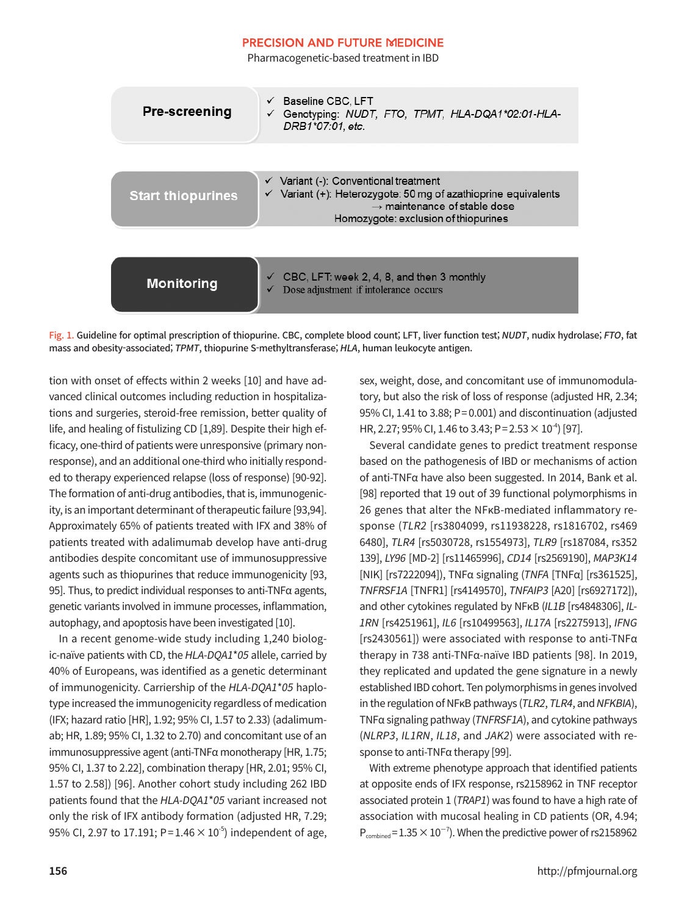| Pre-screening | ✓ Baseline CBC, LFT<br>✓ Genotyping: *NUDT*, *FTO*, *TPMT*, *HLA-DQA1*02:01-HLA-DRB1*07:01*, *etc.* |
|---|---|
| Start thiopurines | ✓ Variant (-): Conventional treatment<br>✓ Variant (+): Heterozygote: 50 mg of azathioprine equivalents → maintenance of stable dose<br>Homozygote: exclusion of thiopurines |
| Monitoring | ✓ CBC, LFT: week 2, 4, 8, and then 3 monthly<br>✓ Dose adjustment if intolerance occurs |

Fig. 1. Guideline for optimal prescription of thiopurine. CBC, complete blood count; LFT, liver function test; *NUDT*, nudix hydrolase; *FTO*, fat mass and obesity-associated; *TPMT*, thiopurine S-methyltransferase; *HLA*, human leukocyte antigen.

tion with onset of effects within 2 weeks [10] and have advanced clinical outcomes including reduction in hospitalizations and surgeries, steroid-free remission, better quality of life, and healing of fistulizing CD [1,89]. Despite their high efficacy, one-third of patients were unresponsive (primary nonresponse), and an additional one-third who initially responded to therapy experienced relapse (loss of response) [90-92]. The formation of anti-drug antibodies, that is, immunogenicity, is an important determinant of therapeutic failure [93,94]. Approximately 65% of patients treated with IFX and 38% of patients treated with adalimumab develop have anti-drug antibodies despite concomitant use of immunosuppressive agents such as thiopurines that reduce immunogenicity [93, 95]. Thus, to predict individual responses to anti-TNFα agents, genetic variants involved in immune processes, inflammation, autophagy, and apoptosis have been investigated [10].

In a recent genome-wide study including 1,240 biologic-naïve patients with CD, the *HLA-DQA1*05* allele, carried by 40% of Europeans, was identified as a genetic determinant of immunogenicity. Carriership of the *HLA-DQA1*05* haplotype increased the immunogenicity regardless of medication (IFX; hazard ratio [HR], 1.92; 95% CI, 1.57 to 2.33) (adalimumab; HR, 1.89; 95% CI, 1.32 to 2.70) and concomitant use of an immunosuppressive agent (anti-TNFα monotherapy [HR, 1.75; 95% CI, 1.37 to 2.22], combination therapy [HR, 2.01; 95% CI, 1.57 to 2.58]) [96]. Another cohort study including 262 IBD patients found that the *HLA-DQA1*05* variant increased not only the risk of IFX antibody formation (adjusted HR, 7.29; 95% CI, 2.97 to 17.191; $P=1.46 \times 10^{-5}$) independent of age, sex, weight, dose, and concomitant use of immunomodulatory, but also the risk of loss of response (adjusted HR, 2.34; 95% CI, 1.41 to 3.88; P=0.001) and discontinuation (adjusted HR, 2.27; 95% CI, 1.46 to 3.43; $P=2.53 \times 10^{-4}$) [97].

Several candidate genes to predict treatment response based on the pathogenesis of IBD or mechanisms of action of anti-TNFα have also been suggested. In 2014, Bank et al. [98] reported that 19 out of 39 functional polymorphisms in 26 genes that alter the NFκB-mediated inflammatory response (*TLR2* [rs3804099, rs11938228, rs1816702, rs4696480], *TLR4* [rs5030728, rs1554973], *TLR9* [rs187084, rs352139], *LY96* [MD-2] [rs11465996], *CD14* [rs2569190], *MAP3K14* [NIK] [rs7222094]), TNFα signaling (*TNFA* [TNFα] [rs361525], *TNFRSF1A* [TNFR1] [rs4149570], *TNFAIP3* [A20] [rs6927172]), and other cytokines regulated by NFκB (*IL1B* [rs4848306], *IL-1RN* [rs4251961], *IL6* [rs10499563], *IL17A* [rs2275913], *IFNG* [rs2430561]) were associated with response to anti-TNFα therapy in 738 anti-TNFα-naïve IBD patients [98]. In 2019, they replicated and updated the gene signature in a newly established IBD cohort. Ten polymorphisms in genes involved in the regulation of NFκB pathways (*TLR2*, *TLR4*, and *NFKBIA*), TNFα signaling pathway (*TNFRSF1A*), and cytokine pathways (*NLRP3*, *IL1RN*, *IL18*, and *JAK2*) were associated with response to anti-TNFα therapy [99].

With extreme phenotype approach that identified patients at opposite ends of IFX response, rs2158962 in TNF receptor associated protein 1 (*TRAP1*) was found to have a high rate of association with mucosal healing in CD patients (OR, 4.94; $P_{combined}=1.35 \times 10^{-7}$). When the predictive power of rs2158962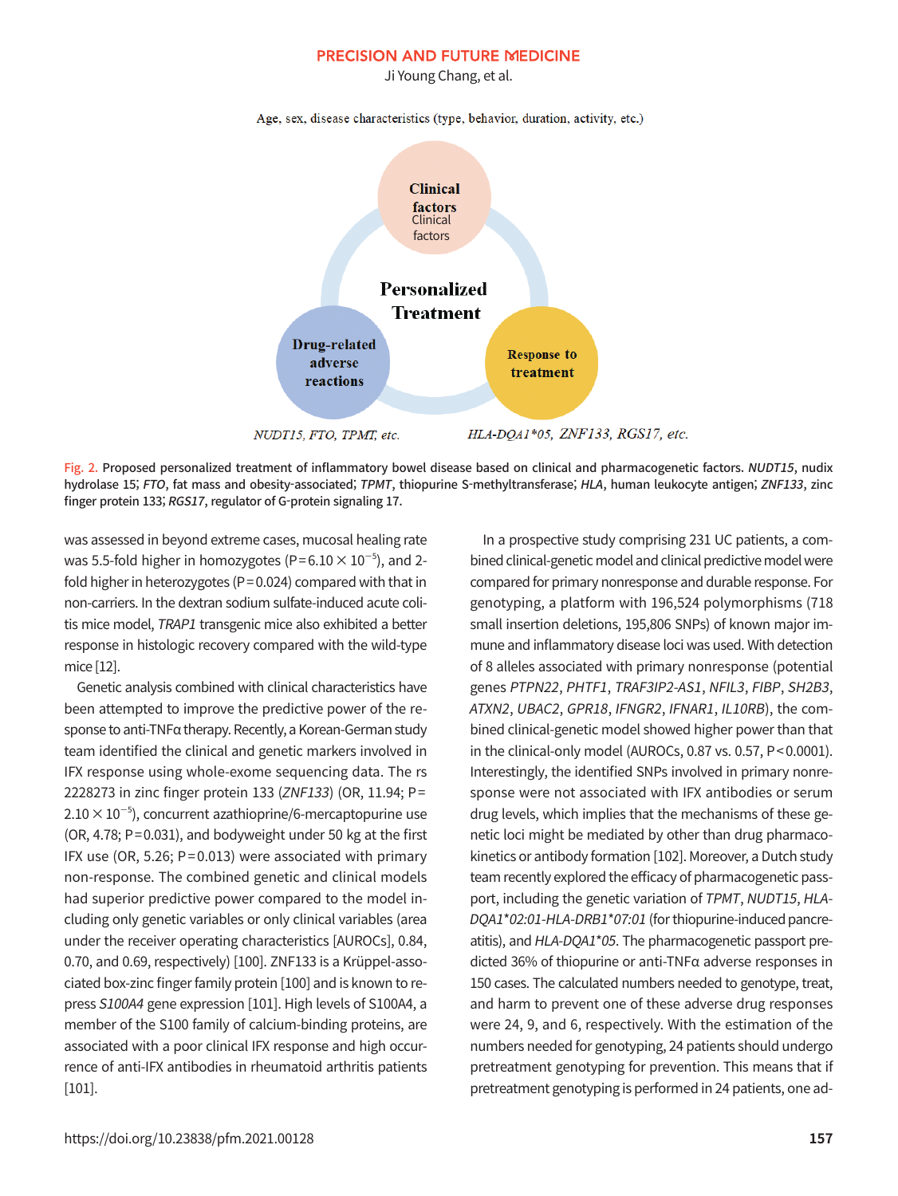Age, sex, disease characteristics (type, behavior, duration, activity, etc.)

**Clinical factors**
Clinical factors

**Personalized Treatment**

**Drug-related adverse reactions**

**Response to treatment**

*NUDT15, FTO, TPMT, etc.*

*HLA-DQA1\*05, ZNF133, RGS17, etc.*

Fig. 2. **Proposed personalized treatment of inflammatory bowel disease based on clinical and pharmacogenetic factors. *NUDT15*, nudix hydrolase 15; *FTO*, fat mass and obesity-associated; *TPMT*, thiopurine S-methyltransferase; *HLA*, human leukocyte antigen; *ZNF133*, zinc finger protein 133; *RGS17*, regulator of G-protein signaling 17.**

was assessed in beyond extreme cases, mucosal healing rate was 5.5-fold higher in homozygotes ($P=6.10\times10^{-5}$), and 2-fold higher in heterozygotes ($P=0.024$) compared with that in non-carriers. In the dextran sodium sulfate-induced acute colitis mice model, *TRAP1* transgenic mice also exhibited a better response in histologic recovery compared with the wild-type mice [12].

Genetic analysis combined with clinical characteristics have been attempted to improve the predictive power of the response to anti-TNFα therapy. Recently, a Korean-German study team identified the clinical and genetic markers involved in IFX response using whole-exome sequencing data. The rs 2228273 in zinc finger protein 133 (*ZNF133*) (OR, 11.94; $P=2.10\times10^{-5}$), concurrent azathioprine/6-mercaptopurine use (OR, 4.78; $P=0.031$), and bodyweight under 50 kg at the first IFX use (OR, 5.26; $P=0.013$) were associated with primary non-response. The combined genetic and clinical models had superior predictive power compared to the model including only genetic variables or only clinical variables (area under the receiver operating characteristics [AUROCs], 0.84, 0.70, and 0.69, respectively) [100]. ZNF133 is a Krüppel-associated box-zinc finger family protein [100] and is known to repress *S100A4* gene expression [101]. High levels of S100A4, a member of the S100 family of calcium-binding proteins, are associated with a poor clinical IFX response and high occurrence of anti-IFX antibodies in rheumatoid arthritis patients [101].

In a prospective study comprising 231 UC patients, a combined clinical-genetic model and clinical predictive model were compared for primary nonresponse and durable response. For genotyping, a platform with 196,524 polymorphisms (718 small insertion deletions, 195,806 SNPs) of known major immune and inflammatory disease loci was used. With detection of 8 alleles associated with primary nonresponse (potential genes *PTPN22*, *PHTF1*, *TRAF3IP2-AS1*, *NFIL3*, *FIBP*, *SH2B3*, *ATXN2*, *UBAC2*, *GPR18*, *IFNGR2*, *IFNAR1*, *IL10RB*), the combined clinical-genetic model showed higher power than that in the clinical-only model (AUROCs, 0.87 vs. 0.57, $P<0.0001$). Interestingly, the identified SNPs involved in primary nonresponse were not associated with IFX antibodies or serum drug levels, which implies that the mechanisms of these genetic loci might be mediated by other than drug pharmacokinetics or antibody formation [102]. Moreover, a Dutch study team recently explored the efficacy of pharmacogenetic passport, including the genetic variation of *TPMT*, *NUDT15*, *HLA-DQA1\*02:01-HLA-DRB1\*07:01* (for thiopurine-induced pancreatitis), and *HLA-DQA1\*05*. The pharmacogenetic passport predicted 36% of thiopurine or anti-TNFα adverse responses in 150 cases. The calculated numbers needed to genotype, treat, and harm to prevent one of these adverse drug responses were 24, 9, and 6, respectively. With the estimation of the numbers needed for genotyping, 24 patients should undergo pretreatment genotyping for prevention. This means that if pretreatment genotyping is performed in 24 patients, one ad-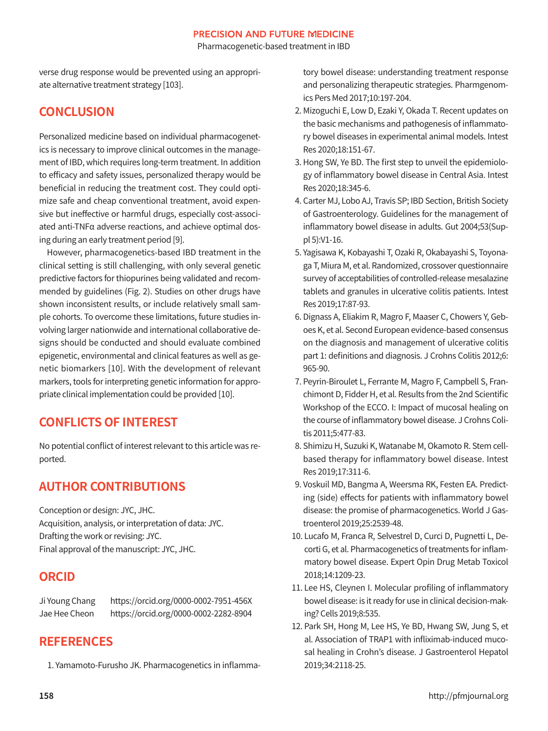verse drug response would be prevented using an appropriate alternative treatment strategy [103].

## CONCLUSION

Personalized medicine based on individual pharmacogenetics is necessary to improve clinical outcomes in the management of IBD, which requires long-term treatment. In addition to efficacy and safety issues, personalized therapy would be beneficial in reducing the treatment cost. They could optimize safe and cheap conventional treatment, avoid expensive but ineffective or harmful drugs, especially cost-associated anti-TNFα adverse reactions, and achieve optimal dosing during an early treatment period [9].

However, pharmacogenetics-based IBD treatment in the clinical setting is still challenging, with only several genetic predictive factors for thiopurines being validated and recommended by guidelines (Fig. 2). Studies on other drugs have shown inconsistent results, or include relatively small sample cohorts. To overcome these limitations, future studies involving larger nationwide and international collaborative designs should be conducted and should evaluate combined epigenetic, environmental and clinical features as well as genetic biomarkers [10]. With the development of relevant markers, tools for interpreting genetic information for appropriate clinical implementation could be provided [10].

## CONFLICTS OF INTEREST

No potential conflict of interest relevant to this article was reported.

## AUTHOR CONTRIBUTIONS

Conception or design: JYC, JHC.
Acquisition, analysis, or interpretation of data: JYC.
Drafting the work or revising: JYC.
Final approval of the manuscript: JYC, JHC.

## ORCID

Ji Young Chang https://orcid.org/0000-0002-7951-456X
Jae Hee Cheon https://orcid.org/0000-0002-2282-8904

## REFERENCES

1. Yamamoto-Furusho JK. Pharmacogenetics in inflammatory bowel disease: understanding treatment response and personalizing therapeutic strategies. Pharmgenomics Pers Med 2017;10:197-204.
2. Mizoguchi E, Low D, Ezaki Y, Okada T. Recent updates on the basic mechanisms and pathogenesis of inflammatory bowel diseases in experimental animal models. Intest Res 2020;18:151-67.
3. Hong SW, Ye BD. The first step to unveil the epidemiology of inflammatory bowel disease in Central Asia. Intest Res 2020;18:345-6.
4. Carter MJ, Lobo AJ, Travis SP; IBD Section, British Society of Gastroenterology. Guidelines for the management of inflammatory bowel disease in adults. Gut 2004;53(Suppl 5):V1-16.
5. Yagisawa K, Kobayashi T, Ozaki R, Okabayashi S, Toyonaga T, Miura M, et al. Randomized, crossover questionnaire survey of acceptabilities of controlled-release mesalazine tablets and granules in ulcerative colitis patients. Intest Res 2019;17:87-93.
6. Dignass A, Eliakim R, Magro F, Maaser C, Chowers Y, Geboes K, et al. Second European evidence-based consensus on the diagnosis and management of ulcerative colitis part 1: definitions and diagnosis. J Crohns Colitis 2012;6:965-90.
7. Peyrin-Biroulet L, Ferrante M, Magro F, Campbell S, Franchimont D, Fidder H, et al. Results from the 2nd Scientific Workshop of the ECCO. I: Impact of mucosal healing on the course of inflammatory bowel disease. J Crohns Colitis 2011;5:477-83.
8. Shimizu H, Suzuki K, Watanabe M, Okamoto R. Stem cell-based therapy for inflammatory bowel disease. Intest Res 2019;17:311-6.
9. Voskuil MD, Bangma A, Weersma RK, Festen EA. Predicting (side) effects for patients with inflammatory bowel disease: the promise of pharmacogenetics. World J Gastroenterol 2019;25:2539-48.
10. Lucafo M, Franca R, Selvestrel D, Curci D, Pugnetti L, Decorti G, et al. Pharmacogenetics of treatments for inflammatory bowel disease. Expert Opin Drug Metab Toxicol 2018;14:1209-23.
11. Lee HS, Cleynen I. Molecular profiling of inflammatory bowel disease: is it ready for use in clinical decision-making? Cells 2019;8:535.
12. Park SH, Hong M, Lee HS, Ye BD, Hwang SW, Jung S, et al. Association of TRAP1 with infliximab-induced mucosal healing in Crohn's disease. J Gastroenterol Hepatol 2019;34:2118-25.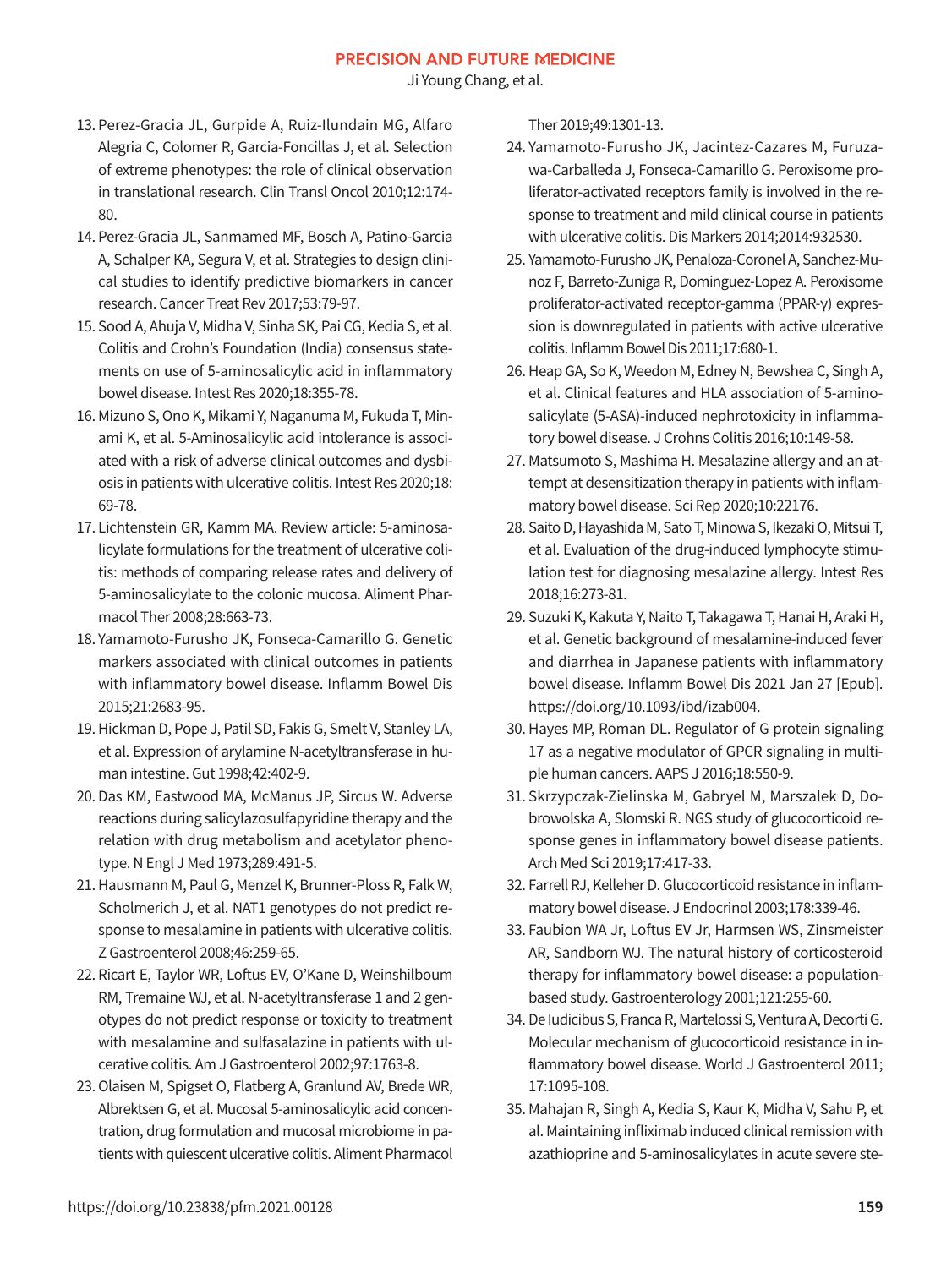13. Perez-Gracia JL, Gurpide A, Ruiz-Ilundain MG, Alfaro Alegria C, Colomer R, Garcia-Foncillas J, et al. Selection of extreme phenotypes: the role of clinical observation in translational research. Clin Transl Oncol 2010;12:174-80.
14. Perez-Gracia JL, Sanmamed MF, Bosch A, Patino-Garcia A, Schalper KA, Segura V, et al. Strategies to design clinical studies to identify predictive biomarkers in cancer research. Cancer Treat Rev 2017;53:79-97.
15. Sood A, Ahuja V, Midha V, Sinha SK, Pai CG, Kedia S, et al. Colitis and Crohn's Foundation (India) consensus statements on use of 5-aminosalicylic acid in inflammatory bowel disease. Intest Res 2020;18:355-78.
16. Mizuno S, Ono K, Mikami Y, Naganuma M, Fukuda T, Minami K, et al. 5-Aminosalicylic acid intolerance is associated with a risk of adverse clinical outcomes and dysbiosis in patients with ulcerative colitis. Intest Res 2020;18:69-78.
17. Lichtenstein GR, Kamm MA. Review article: 5-aminosalicylate formulations for the treatment of ulcerative colitis: methods of comparing release rates and delivery of 5-aminosalicylate to the colonic mucosa. Aliment Pharmacol Ther 2008;28:663-73.
18. Yamamoto-Furusho JK, Fonseca-Camarillo G. Genetic markers associated with clinical outcomes in patients with inflammatory bowel disease. Inflamm Bowel Dis 2015;21:2683-95.
19. Hickman D, Pope J, Patil SD, Fakis G, Smelt V, Stanley LA, et al. Expression of arylamine N-acetyltransferase in human intestine. Gut 1998;42:402-9.
20. Das KM, Eastwood MA, McManus JP, Sircus W. Adverse reactions during salicylazosulfapyridine therapy and the relation with drug metabolism and acetylator phenotype. N Engl J Med 1973;289:491-5.
21. Hausmann M, Paul G, Menzel K, Brunner-Ploss R, Falk W, Scholmerich J, et al. NAT1 genotypes do not predict response to mesalamine in patients with ulcerative colitis. Z Gastroenterol 2008;46:259-65.
22. Ricart E, Taylor WR, Loftus EV, O'Kane D, Weinshilboum RM, Tremaine WJ, et al. N-acetyltransferase 1 and 2 genotypes do not predict response or toxicity to treatment with mesalamine and sulfasalazine in patients with ulcerative colitis. Am J Gastroenterol 2002;97:1763-8.
23. Olaisen M, Spigset O, Flatberg A, Granlund AV, Brede WR, Albrektsen G, et al. Mucosal 5-aminosalicylic acid concentration, drug formulation and mucosal microbiome in patients with quiescent ulcerative colitis. Aliment Pharmacol Ther 2019;49:1301-13.
24. Yamamoto-Furusho JK, Jacintez-Cazares M, Furuzawa-Carballeda J, Fonseca-Camarillo G. Peroxisome proliferator-activated receptors family is involved in the response to treatment and mild clinical course in patients with ulcerative colitis. Dis Markers 2014;2014:932530.
25. Yamamoto-Furusho JK, Penaloza-Coronel A, Sanchez-Munoz F, Barreto-Zuniga R, Dominguez-Lopez A. Peroxisome proliferator-activated receptor-gamma (PPAR-γ) expression is downregulated in patients with active ulcerative colitis. Inflamm Bowel Dis 2011;17:680-1.
26. Heap GA, So K, Weedon M, Edney N, Bewshea C, Singh A, et al. Clinical features and HLA association of 5-aminosalicylate (5-ASA)-induced nephrotoxicity in inflammatory bowel disease. J Crohns Colitis 2016;10:149-58.
27. Matsumoto S, Mashima H. Mesalazine allergy and an attempt at desensitization therapy in patients with inflammatory bowel disease. Sci Rep 2020;10:22176.
28. Saito D, Hayashida M, Sato T, Minowa S, Ikezaki O, Mitsui T, et al. Evaluation of the drug-induced lymphocyte stimulation test for diagnosing mesalazine allergy. Intest Res 2018;16:273-81.
29. Suzuki K, Kakuta Y, Naito T, Takagawa T, Hanai H, Araki H, et al. Genetic background of mesalamine-induced fever and diarrhea in Japanese patients with inflammatory bowel disease. Inflamm Bowel Dis 2021 Jan 27 [Epub]. https://doi.org/10.1093/ibd/izab004.
30. Hayes MP, Roman DL. Regulator of G protein signaling 17 as a negative modulator of GPCR signaling in multiple human cancers. AAPS J 2016;18:550-9.
31. Skrzypczak-Zielinska M, Gabryel M, Marszalek D, Dobrowolska A, Slomski R. NGS study of glucocorticoid response genes in inflammatory bowel disease patients. Arch Med Sci 2019;17:417-33.
32. Farrell RJ, Kelleher D. Glucocorticoid resistance in inflammatory bowel disease. J Endocrinol 2003;178:339-46.
33. Faubion WA Jr, Loftus EV Jr, Harmsen WS, Zinsmeister AR, Sandborn WJ. The natural history of corticosteroid therapy for inflammatory bowel disease: a population-based study. Gastroenterology 2001;121:255-60.
34. De Iudicibus S, Franca R, Martelossi S, Ventura A, Decorti G. Molecular mechanism of glucocorticoid resistance in inflammatory bowel disease. World J Gastroenterol 2011;17:1095-108.
35. Mahajan R, Singh A, Kedia S, Kaur K, Midha V, Sahu P, et al. Maintaining infliximab induced clinical remission with azathioprine and 5-aminosalicylates in acute severe ste-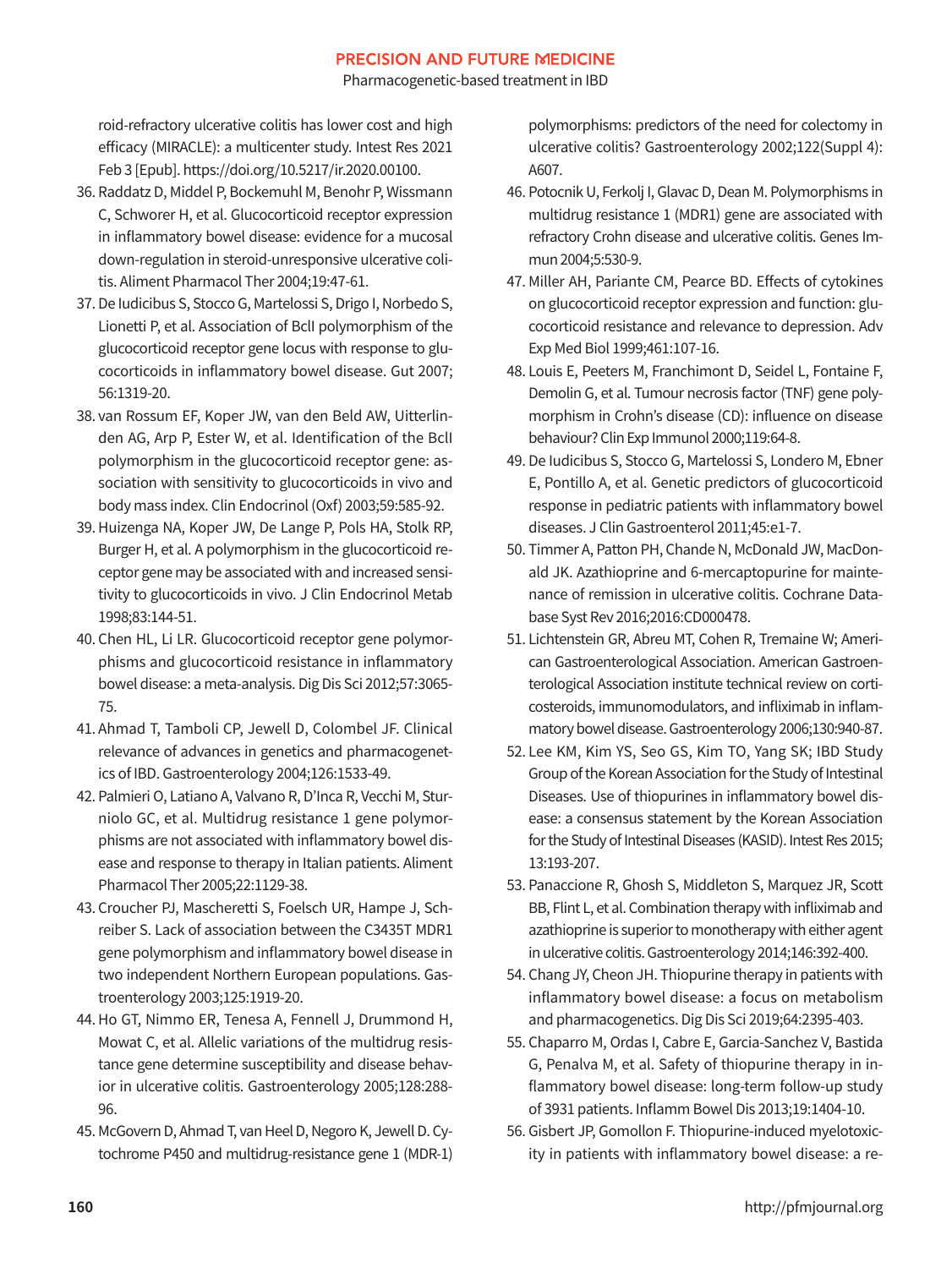roid-refractory ulcerative colitis has lower cost and high efficacy (MIRACLE): a multicenter study. Intest Res 2021 Feb 3 [Epub]. https://doi.org/10.5217/ir.2020.00100.

36. Raddatz D, Middel P, Bockemuhl M, Benohr P, Wissmann C, Schworer H, et al. Glucocorticoid receptor expression in inflammatory bowel disease: evidence for a mucosal down-regulation in steroid-unresponsive ulcerative colitis. Aliment Pharmacol Ther 2004;19:47-61.
37. De Iudicibus S, Stocco G, Martelossi S, Drigo I, Norbedo S, Lionetti P, et al. Association of BclI polymorphism of the glucocorticoid receptor gene locus with response to glucocorticoids in inflammatory bowel disease. Gut 2007; 56:1319-20.
38. van Rossum EF, Koper JW, van den Beld AW, Uitterlinden AG, Arp P, Ester W, et al. Identification of the BclI polymorphism in the glucocorticoid receptor gene: association with sensitivity to glucocorticoids in vivo and body mass index. Clin Endocrinol (Oxf) 2003;59:585-92.
39. Huizenga NA, Koper JW, De Lange P, Pols HA, Stolk RP, Burger H, et al. A polymorphism in the glucocorticoid receptor gene may be associated with and increased sensitivity to glucocorticoids in vivo. J Clin Endocrinol Metab 1998;83:144-51.
40. Chen HL, Li LR. Glucocorticoid receptor gene polymorphisms and glucocorticoid resistance in inflammatory bowel disease: a meta-analysis. Dig Dis Sci 2012;57:3065-75.
41. Ahmad T, Tamboli CP, Jewell D, Colombel JF. Clinical relevance of advances in genetics and pharmacogenetics of IBD. Gastroenterology 2004;126:1533-49.
42. Palmieri O, Latiano A, Valvano R, D'Inca R, Vecchi M, Sturniolo GC, et al. Multidrug resistance 1 gene polymorphisms are not associated with inflammatory bowel disease and response to therapy in Italian patients. Aliment Pharmacol Ther 2005;22:1129-38.
43. Croucher PJ, Mascheretti S, Foelsch UR, Hampe J, Schreiber S. Lack of association between the C3435T MDR1 gene polymorphism and inflammatory bowel disease in two independent Northern European populations. Gastroenterology 2003;125:1919-20.
44. Ho GT, Nimmo ER, Tenesa A, Fennell J, Drummond H, Mowat C, et al. Allelic variations of the multidrug resistance gene determine susceptibility and disease behavior in ulcerative colitis. Gastroenterology 2005;128:288-96.
45. McGovern D, Ahmad T, van Heel D, Negoro K, Jewell D. Cytochrome P450 and multidrug-resistance gene 1 (MDR-1) polymorphisms: predictors of the need for colectomy in ulcerative colitis? Gastroenterology 2002;122(Suppl 4): A607.
46. Potocnik U, Ferkolj I, Glavac D, Dean M. Polymorphisms in multidrug resistance 1 (MDR1) gene are associated with refractory Crohn disease and ulcerative colitis. Genes Immun 2004;5:530-9.
47. Miller AH, Pariante CM, Pearce BD. Effects of cytokines on glucocorticoid receptor expression and function: glucocorticoid resistance and relevance to depression. Adv Exp Med Biol 1999;461:107-16.
48. Louis E, Peeters M, Franchimont D, Seidel L, Fontaine F, Demolin G, et al. Tumour necrosis factor (TNF) gene polymorphism in Crohn's disease (CD): influence on disease behaviour? Clin Exp Immunol 2000;119:64-8.
49. De Iudicibus S, Stocco G, Martelossi S, Londero M, Ebner E, Pontillo A, et al. Genetic predictors of glucocorticoid response in pediatric patients with inflammatory bowel diseases. J Clin Gastroenterol 2011;45:e1-7.
50. Timmer A, Patton PH, Chande N, McDonald JW, MacDonald JK. Azathioprine and 6-mercaptopurine for maintenance of remission in ulcerative colitis. Cochrane Database Syst Rev 2016;2016:CD000478.
51. Lichtenstein GR, Abreu MT, Cohen R, Tremaine W; American Gastroenterological Association. American Gastroenterological Association institute technical review on corticosteroids, immunomodulators, and infliximab in inflammatory bowel disease. Gastroenterology 2006;130:940-87.
52. Lee KM, Kim YS, Seo GS, Kim TO, Yang SK; IBD Study Group of the Korean Association for the Study of Intestinal Diseases. Use of thiopurines in inflammatory bowel disease: a consensus statement by the Korean Association for the Study of Intestinal Diseases (KASID). Intest Res 2015; 13:193-207.
53. Panaccione R, Ghosh S, Middleton S, Marquez JR, Scott BB, Flint L, et al. Combination therapy with infliximab and azathioprine is superior to monotherapy with either agent in ulcerative colitis. Gastroenterology 2014;146:392-400.
54. Chang JY, Cheon JH. Thiopurine therapy in patients with inflammatory bowel disease: a focus on metabolism and pharmacogenetics. Dig Dis Sci 2019;64:2395-403.
55. Chaparro M, Ordas I, Cabre E, Garcia-Sanchez V, Bastida G, Penalva M, et al. Safety of thiopurine therapy in inflammatory bowel disease: long-term follow-up study of 3931 patients. Inflamm Bowel Dis 2013;19:1404-10.
56. Gisbert JP, Gomollon F. Thiopurine-induced myelotoxicity in patients with inflammatory bowel disease: a re-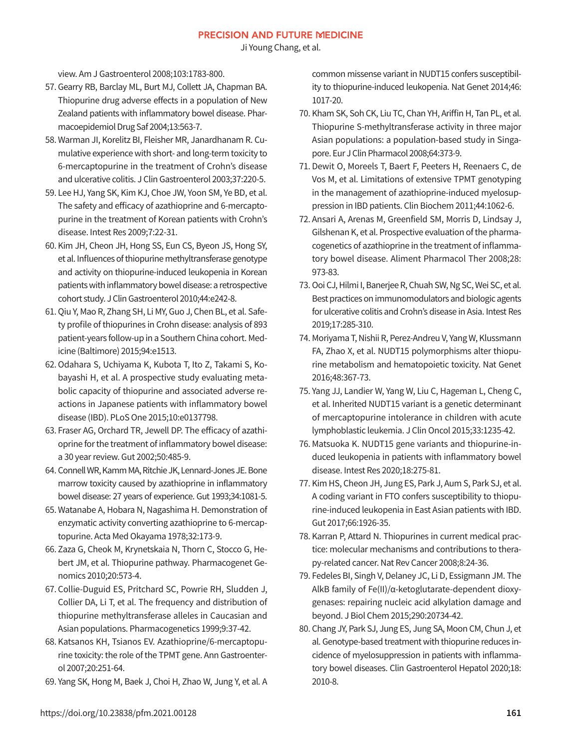view. Am J Gastroenterol 2008;103:1783-800.

57. Gearry RB, Barclay ML, Burt MJ, Collett JA, Chapman BA. Thiopurine drug adverse effects in a population of New Zealand patients with inflammatory bowel disease. Pharmacoepidemiol Drug Saf 2004;13:563-7.
58. Warman JI, Korelitz BI, Fleisher MR, Janardhanam R. Cumulative experience with short- and long-term toxicity to 6-mercaptopurine in the treatment of Crohn's disease and ulcerative colitis. J Clin Gastroenterol 2003;37:220-5.
59. Lee HJ, Yang SK, Kim KJ, Choe JW, Yoon SM, Ye BD, et al. The safety and efficacy of azathioprine and 6-mercaptopurine in the treatment of Korean patients with Crohn's disease. Intest Res 2009;7:22-31.
60. Kim JH, Cheon JH, Hong SS, Eun CS, Byeon JS, Hong SY, et al. Influences of thiopurine methyltransferase genotype and activity on thiopurine-induced leukopenia in Korean patients with inflammatory bowel disease: a retrospective cohort study. J Clin Gastroenterol 2010;44:e242-8.
61. Qiu Y, Mao R, Zhang SH, Li MY, Guo J, Chen BL, et al. Safety profile of thiopurines in Crohn disease: analysis of 893 patient-years follow-up in a Southern China cohort. Medicine (Baltimore) 2015;94:e1513.
62. Odahara S, Uchiyama K, Kubota T, Ito Z, Takami S, Kobayashi H, et al. A prospective study evaluating metabolic capacity of thiopurine and associated adverse reactions in Japanese patients with inflammatory bowel disease (IBD). PLoS One 2015;10:e0137798.
63. Fraser AG, Orchard TR, Jewell DP. The efficacy of azathioprine for the treatment of inflammatory bowel disease: a 30 year review. Gut 2002;50:485-9.
64. Connell WR, Kamm MA, Ritchie JK, Lennard-Jones JE. Bone marrow toxicity caused by azathioprine in inflammatory bowel disease: 27 years of experience. Gut 1993;34:1081-5.
65. Watanabe A, Hobara N, Nagashima H. Demonstration of enzymatic activity converting azathioprine to 6-mercaptopurine. Acta Med Okayama 1978;32:173-9.
66. Zaza G, Cheok M, Krynetskaia N, Thorn C, Stocco G, Hebert JM, et al. Thiopurine pathway. Pharmacogenet Genomics 2010;20:573-4.
67. Collie-Duguid ES, Pritchard SC, Powrie RH, Sludden J, Collier DA, Li T, et al. The frequency and distribution of thiopurine methyltransferase alleles in Caucasian and Asian populations. Pharmacogenetics 1999;9:37-42.
68. Katsanos KH, Tsianos EV. Azathioprine/6-mercaptopurine toxicity: the role of the TPMT gene. Ann Gastroenterol 2007;20:251-64.
69. Yang SK, Hong M, Baek J, Choi H, Zhao W, Jung Y, et al. A common missense variant in NUDT15 confers susceptibility to thiopurine-induced leukopenia. Nat Genet 2014;46:1017-20.
70. Kham SK, Soh CK, Liu TC, Chan YH, Ariffin H, Tan PL, et al. Thiopurine S-methyltransferase activity in three major Asian populations: a population-based study in Singapore. Eur J Clin Pharmacol 2008;64:373-9.
71. Dewit O, Moreels T, Baert F, Peeters H, Reenaers C, de Vos M, et al. Limitations of extensive TPMT genotyping in the management of azathioprine-induced myelosuppression in IBD patients. Clin Biochem 2011;44:1062-6.
72. Ansari A, Arenas M, Greenfield SM, Morris D, Lindsay J, Gilshenan K, et al. Prospective evaluation of the pharmacogenetics of azathioprine in the treatment of inflammatory bowel disease. Aliment Pharmacol Ther 2008;28:973-83.
73. Ooi CJ, Hilmi I, Banerjee R, Chuah SW, Ng SC, Wei SC, et al. Best practices on immunomodulators and biologic agents for ulcerative colitis and Crohn's disease in Asia. Intest Res 2019;17:285-310.
74. Moriyama T, Nishii R, Perez-Andreu V, Yang W, Klussmann FA, Zhao X, et al. NUDT15 polymorphisms alter thiopurine metabolism and hematopoietic toxicity. Nat Genet 2016;48:367-73.
75. Yang JJ, Landier W, Yang W, Liu C, Hageman L, Cheng C, et al. Inherited NUDT15 variant is a genetic determinant of mercaptopurine intolerance in children with acute lymphoblastic leukemia. J Clin Oncol 2015;33:1235-42.
76. Matsuoka K. NUDT15 gene variants and thiopurine-induced leukopenia in patients with inflammatory bowel disease. Intest Res 2020;18:275-81.
77. Kim HS, Cheon JH, Jung ES, Park J, Aum S, Park SJ, et al. A coding variant in FTO confers susceptibility to thiopurine-induced leukopenia in East Asian patients with IBD. Gut 2017;66:1926-35.
78. Karran P, Attard N. Thiopurines in current medical practice: molecular mechanisms and contributions to therapy-related cancer. Nat Rev Cancer 2008;8:24-36.
79. Fedeles BI, Singh V, Delaney JC, Li D, Essigmann JM. The AlkB family of Fe(II)/α-ketoglutarate-dependent dioxygenases: repairing nucleic acid alkylation damage and beyond. J Biol Chem 2015;290:20734-42.
80. Chang JY, Park SJ, Jung ES, Jung SA, Moon CM, Chun J, et al. Genotype-based treatment with thiopurine reduces incidence of myelosuppression in patients with inflammatory bowel diseases. Clin Gastroenterol Hepatol 2020;18:2010-8.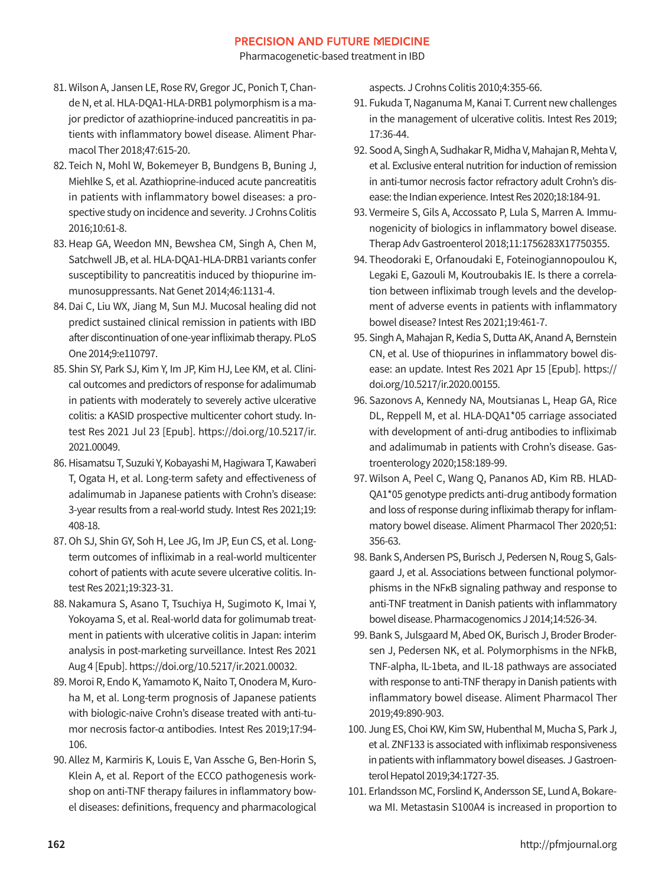81. Wilson A, Jansen LE, Rose RV, Gregor JC, Ponich T, Chande N, et al. HLA-DQA1-HLA-DRB1 polymorphism is a major predictor of azathioprine-induced pancreatitis in patients with inflammatory bowel disease. Aliment Pharmacol Ther 2018;47:615-20.
82. Teich N, Mohl W, Bokemeyer B, Bundgens B, Buning J, Miehlke S, et al. Azathioprine-induced acute pancreatitis in patients with inflammatory bowel diseases: a prospective study on incidence and severity. J Crohns Colitis 2016;10:61-8.
83. Heap GA, Weedon MN, Bewshea CM, Singh A, Chen M, Satchwell JB, et al. HLA-DQA1-HLA-DRB1 variants confer susceptibility to pancreatitis induced by thiopurine immunosuppressants. Nat Genet 2014;46:1131-4.
84. Dai C, Liu WX, Jiang M, Sun MJ. Mucosal healing did not predict sustained clinical remission in patients with IBD after discontinuation of one-year infliximab therapy. PLoS One 2014;9:e110797.
85. Shin SY, Park SJ, Kim Y, Im JP, Kim HJ, Lee KM, et al. Clinical outcomes and predictors of response for adalimumab in patients with moderately to severely active ulcerative colitis: a KASID prospective multicenter cohort study. Intest Res 2021 Jul 23 [Epub]. https://doi.org/10.5217/ir.2021.00049.
86. Hisamatsu T, Suzuki Y, Kobayashi M, Hagiwara T, Kawaberi T, Ogata H, et al. Long-term safety and effectiveness of adalimumab in Japanese patients with Crohn's disease: 3-year results from a real-world study. Intest Res 2021;19:408-18.
87. Oh SJ, Shin GY, Soh H, Lee JG, Im JP, Eun CS, et al. Long-term outcomes of infliximab in a real-world multicenter cohort of patients with acute severe ulcerative colitis. Intest Res 2021;19:323-31.
88. Nakamura S, Asano T, Tsuchiya H, Sugimoto K, Imai Y, Yokoyama S, et al. Real-world data for golimumab treatment in patients with ulcerative colitis in Japan: interim analysis in post-marketing surveillance. Intest Res 2021 Aug 4 [Epub]. https://doi.org/10.5217/ir.2021.00032.
89. Moroi R, Endo K, Yamamoto K, Naito T, Onodera M, Kuroha M, et al. Long-term prognosis of Japanese patients with biologic-naive Crohn's disease treated with anti-tumor necrosis factor-α antibodies. Intest Res 2019;17:94-106.
90. Allez M, Karmiris K, Louis E, Van Assche G, Ben-Horin S, Klein A, et al. Report of the ECCO pathogenesis workshop on anti-TNF therapy failures in inflammatory bowel diseases: definitions, frequency and pharmacological aspects. J Crohns Colitis 2010;4:355-66.
91. Fukuda T, Naganuma M, Kanai T. Current new challenges in the management of ulcerative colitis. Intest Res 2019;17:36-44.
92. Sood A, Singh A, Sudhakar R, Midha V, Mahajan R, Mehta V, et al. Exclusive enteral nutrition for induction of remission in anti-tumor necrosis factor refractory adult Crohn's disease: the Indian experience. Intest Res 2020;18:184-91.
93. Vermeire S, Gils A, Accossato P, Lula S, Marren A. Immunogenicity of biologics in inflammatory bowel disease. Therap Adv Gastroenterol 2018;11:1756283X17750355.
94. Theodoraki E, Orfanoudaki E, Foteinogiannopoulou K, Legaki E, Gazouli M, Koutroubakis IE. Is there a correlation between infliximab trough levels and the development of adverse events in patients with inflammatory bowel disease? Intest Res 2021;19:461-7.
95. Singh A, Mahajan R, Kedia S, Dutta AK, Anand A, Bernstein CN, et al. Use of thiopurines in inflammatory bowel disease: an update. Intest Res 2021 Apr 15 [Epub]. https://doi.org/10.5217/ir.2020.00155.
96. Sazonovs A, Kennedy NA, Moutsianas L, Heap GA, Rice DL, Reppell M, et al. HLA-DQA1*05 carriage associated with development of anti-drug antibodies to infliximab and adalimumab in patients with Crohn's disease. Gastroenterology 2020;158:189-99.
97. Wilson A, Peel C, Wang Q, Pananos AD, Kim RB. HLADQA1*05 genotype predicts anti-drug antibody formation and loss of response during infliximab therapy for inflammatory bowel disease. Aliment Pharmacol Ther 2020;51:356-63.
98. Bank S, Andersen PS, Burisch J, Pedersen N, Roug S, Galsgaard J, et al. Associations between functional polymorphisms in the NFκB signaling pathway and response to anti-TNF treatment in Danish patients with inflammatory bowel disease. Pharmacogenomics J 2014;14:526-34.
99. Bank S, Julsgaard M, Abed OK, Burisch J, Broder Brodersen J, Pedersen NK, et al. Polymorphisms in the NFkB, TNF-alpha, IL-1beta, and IL-18 pathways are associated with response to anti-TNF therapy in Danish patients with inflammatory bowel disease. Aliment Pharmacol Ther 2019;49:890-903.
100. Jung ES, Choi KW, Kim SW, Hubenthal M, Mucha S, Park J, et al. ZNF133 is associated with infliximab responsiveness in patients with inflammatory bowel diseases. J Gastroenterol Hepatol 2019;34:1727-35.
101. Erlandsson MC, Forslind K, Andersson SE, Lund A, Bokarewa MI. Metastasin S100A4 is increased in proportion to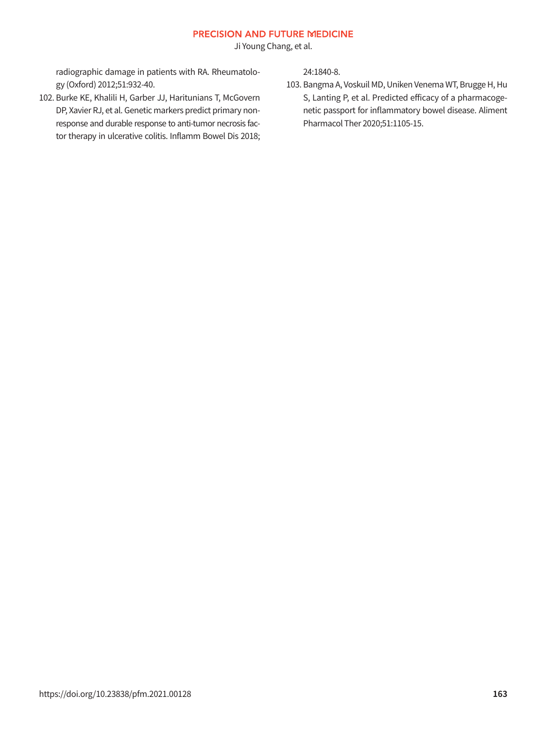radiographic damage in patients with RA. Rheumatology (Oxford) 2012;51:932-40.

102. Burke KE, Khalili H, Garber JJ, Haritunians T, McGovern DP, Xavier RJ, et al. Genetic markers predict primary non-response and durable response to anti-tumor necrosis factor therapy in ulcerative colitis. Inflamm Bowel Dis 2018;24:1840-8.

103. Bangma A, Voskuil MD, Uniken Venema WT, Brugge H, Hu S, Lanting P, et al. Predicted efficacy of a pharmacogenetic passport for inflammatory bowel disease. Aliment Pharmacol Ther 2020;51:1105-15.